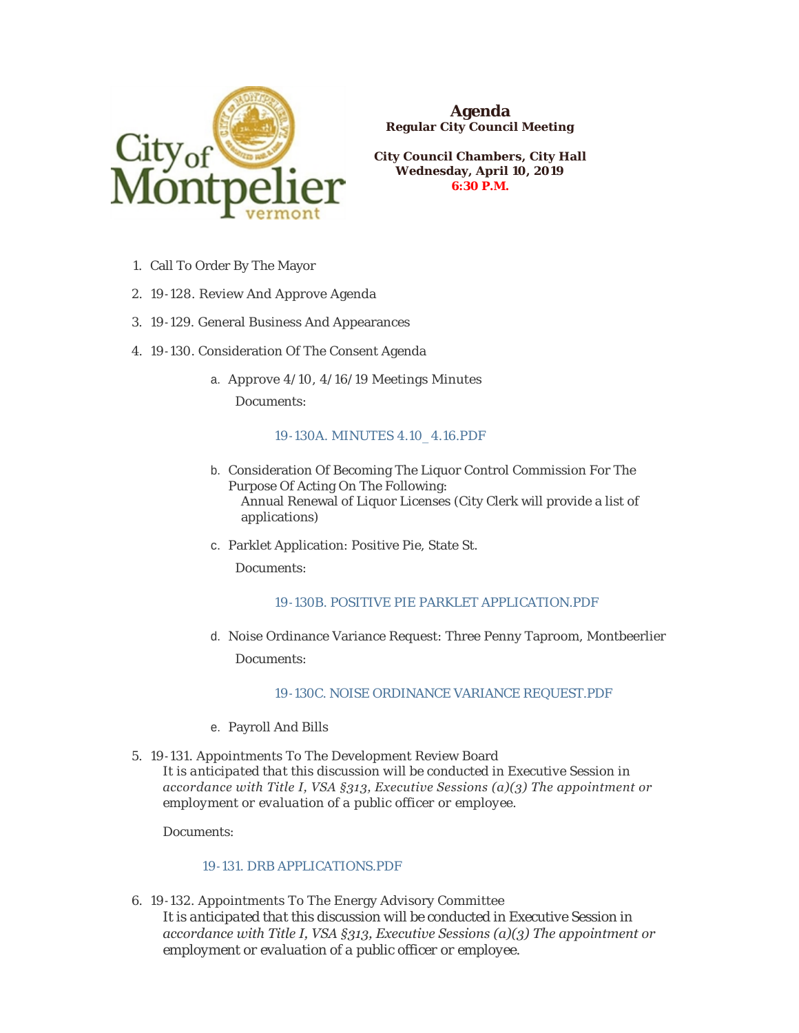# Agenda

**Regular City Council Meeting**

**City Council Chambers, City Hall**
**Wednesday, April 10, 2019**
**6:30 P.M.**

1. Call To Order By The Mayor
2. 19-128. Review And Approve Agenda
3. 19-129. General Business And Appearances
4. 19-130. Consideration Of The Consent Agenda
   a. Approve 4/10, 4/16/19 Meetings Minutes

      Documents:

      19-130A. MINUTES 4.10_4.16.PDF

   b. Consideration Of Becoming The Liquor Control Commission For The Purpose Of Acting On The Following:
      Annual Renewal of Liquor Licenses (City Clerk will provide a list of applications)

   c. Parklet Application: Positive Pie, State St.

      Documents:

      19-130B. POSITIVE PIE PARKLET APPLICATION.PDF

   d. Noise Ordinance Variance Request: Three Penny Taproom, Montbeerlier

      Documents:

      19-130C. NOISE ORDINANCE VARIANCE REQUEST.PDF

   e. Payroll And Bills

5. 19-131. Appointments To The Development Review Board
   *It is anticipated that this discussion will be conducted in Executive Session in accordance with Title I, VSA §313, Executive Sessions (a)(3) The appointment or employment or evaluation of a public officer or employee.*

   Documents:

   19-131. DRB APPLICATIONS.PDF

6. 19-132. Appointments To The Energy Advisory Committee
   *It is anticipated that this discussion will be conducted in Executive Session in accordance with Title I, VSA §313, Executive Sessions (a)(3) The appointment or employment or evaluation of a public officer or employee.*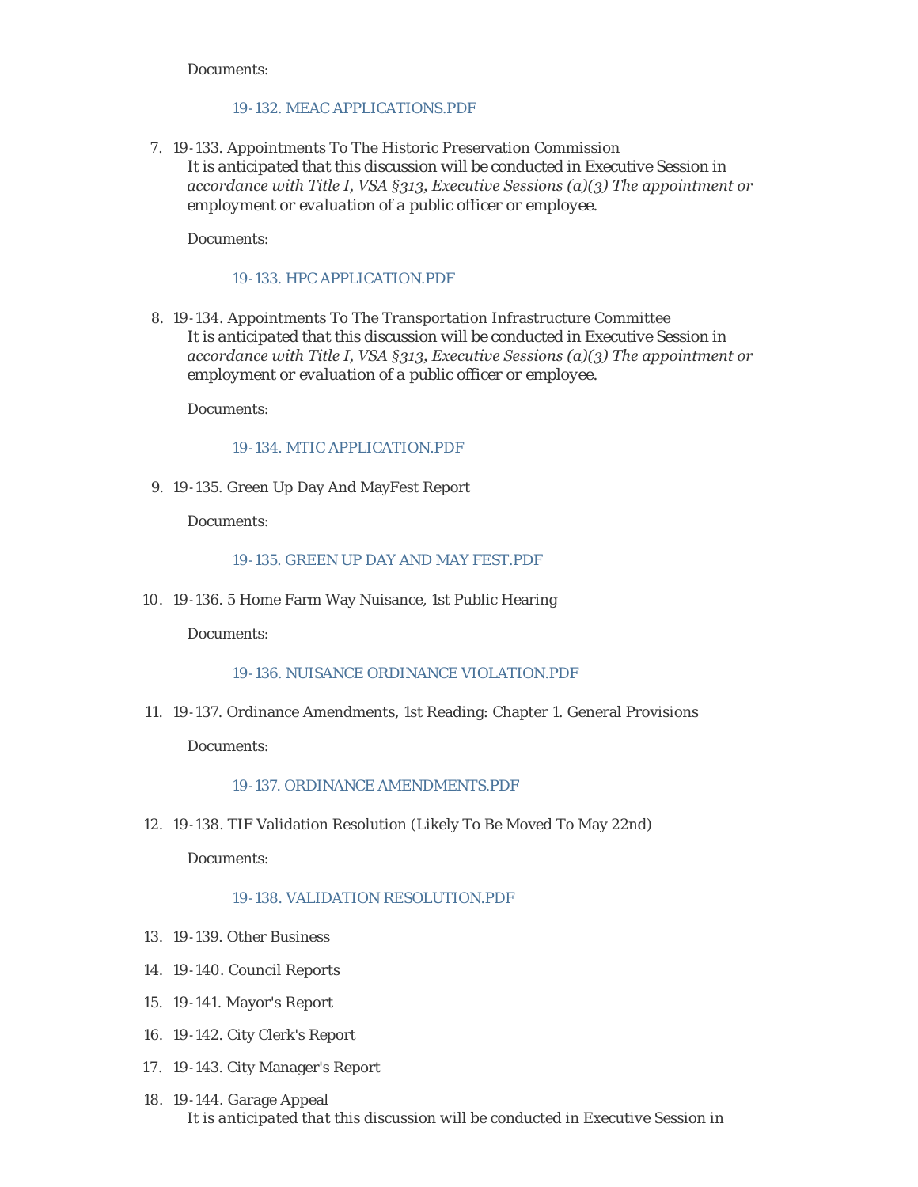Documents:

19-132. MEAC APPLICATIONS.PDF

7. 19-133. Appointments To The Historic Preservation Commission
   *It is anticipated that this discussion will be conducted in Executive Session in accordance with Title I, VSA §313, Executive Sessions (a)(3) The appointment or employment or evaluation of a public officer or employee.*

   Documents:

   19-133. HPC APPLICATION.PDF

8. 19-134. Appointments To The Transportation Infrastructure Committee
   *It is anticipated that this discussion will be conducted in Executive Session in accordance with Title I, VSA §313, Executive Sessions (a)(3) The appointment or employment or evaluation of a public officer or employee.*

   Documents:

   19-134. MTIC APPLICATION.PDF

9. 19-135. Green Up Day And MayFest Report

   Documents:

   19-135. GREEN UP DAY AND MAY FEST.PDF

10. 19-136. 5 Home Farm Way Nuisance, 1st Public Hearing

    Documents:

    19-136. NUISANCE ORDINANCE VIOLATION.PDF

11. 19-137. Ordinance Amendments, 1st Reading: Chapter 1. General Provisions

    Documents:

    19-137. ORDINANCE AMENDMENTS.PDF

12. 19-138. TIF Validation Resolution (Likely To Be Moved To May 22nd)

    Documents:

    19-138. VALIDATION RESOLUTION.PDF

13. 19-139. Other Business
14. 19-140. Council Reports
15. 19-141. Mayor's Report
16. 19-142. City Clerk's Report
17. 19-143. City Manager's Report
18. 19-144. Garage Appeal
    *It is anticipated that this discussion will be conducted in Executive Session in*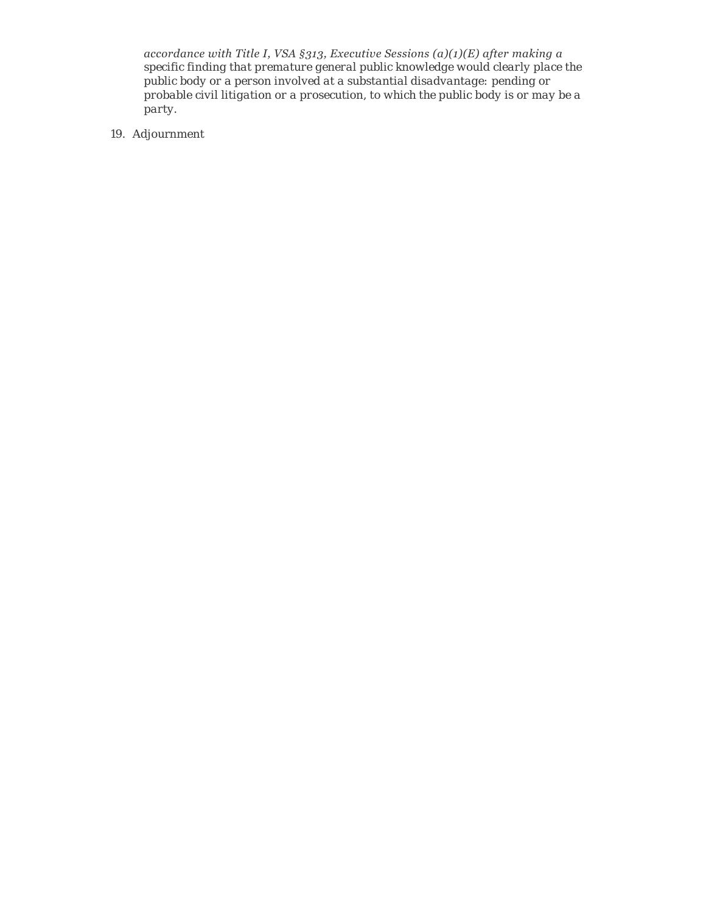*accordance with Title I, VSA §313, Executive Sessions (a)(1)(E) after making a* specific finding that premature general public knowledge would clearly place the public body or a person involved at a substantial disadvantage: pending or probable civil litigation or a prosecution, to which the public body is or may be a party.

19. Adjournment